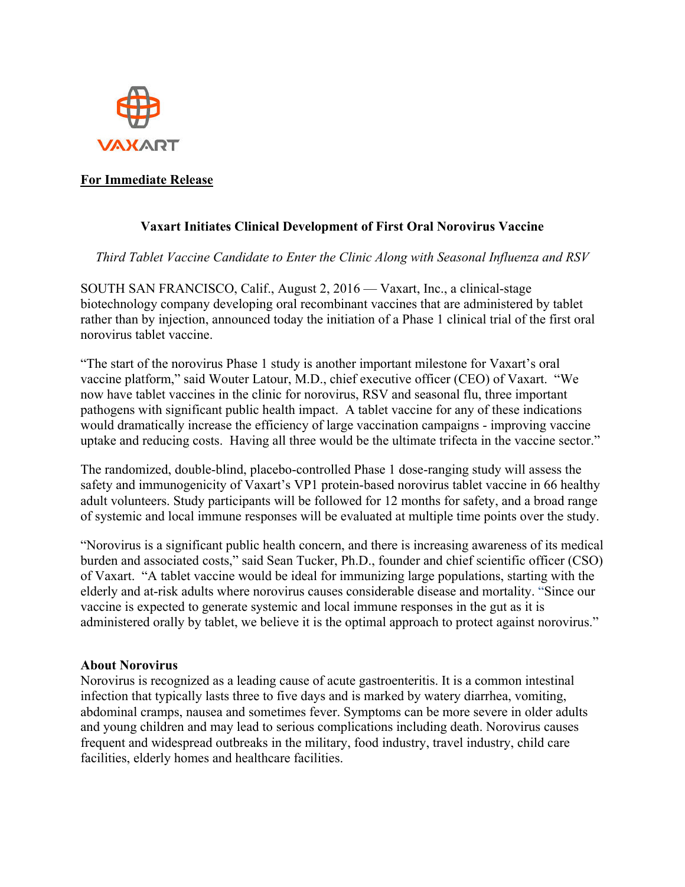VAXART

**For Immediate Release**

### Vaxart Initiates Clinical Development of First Oral Norovirus Vaccine

*Third Tablet Vaccine Candidate to Enter the Clinic Along with Seasonal Influenza and RSV*

SOUTH SAN FRANCISCO, Calif., August 2, 2016 — Vaxart, Inc., a clinical-stage biotechnology company developing oral recombinant vaccines that are administered by tablet rather than by injection, announced today the initiation of a Phase 1 clinical trial of the first oral norovirus tablet vaccine.

"The start of the norovirus Phase 1 study is another important milestone for Vaxart's oral vaccine platform," said Wouter Latour, M.D., chief executive officer (CEO) of Vaxart. "We now have tablet vaccines in the clinic for norovirus, RSV and seasonal flu, three important pathogens with significant public health impact. A tablet vaccine for any of these indications would dramatically increase the efficiency of large vaccination campaigns - improving vaccine uptake and reducing costs. Having all three would be the ultimate trifecta in the vaccine sector."

The randomized, double-blind, placebo-controlled Phase 1 dose-ranging study will assess the safety and immunogenicity of Vaxart's VP1 protein-based norovirus tablet vaccine in 66 healthy adult volunteers. Study participants will be followed for 12 months for safety, and a broad range of systemic and local immune responses will be evaluated at multiple time points over the study.

"Norovirus is a significant public health concern, and there is increasing awareness of its medical burden and associated costs," said Sean Tucker, Ph.D., founder and chief scientific officer (CSO) of Vaxart. "A tablet vaccine would be ideal for immunizing large populations, starting with the elderly and at-risk adults where norovirus causes considerable disease and mortality. "Since our vaccine is expected to generate systemic and local immune responses in the gut as it is administered orally by tablet, we believe it is the optimal approach to protect against norovirus."

**About Norovirus**

Norovirus is recognized as a leading cause of acute gastroenteritis. It is a common intestinal infection that typically lasts three to five days and is marked by watery diarrhea, vomiting, abdominal cramps, nausea and sometimes fever. Symptoms can be more severe in older adults and young children and may lead to serious complications including death. Norovirus causes frequent and widespread outbreaks in the military, food industry, travel industry, child care facilities, elderly homes and healthcare facilities.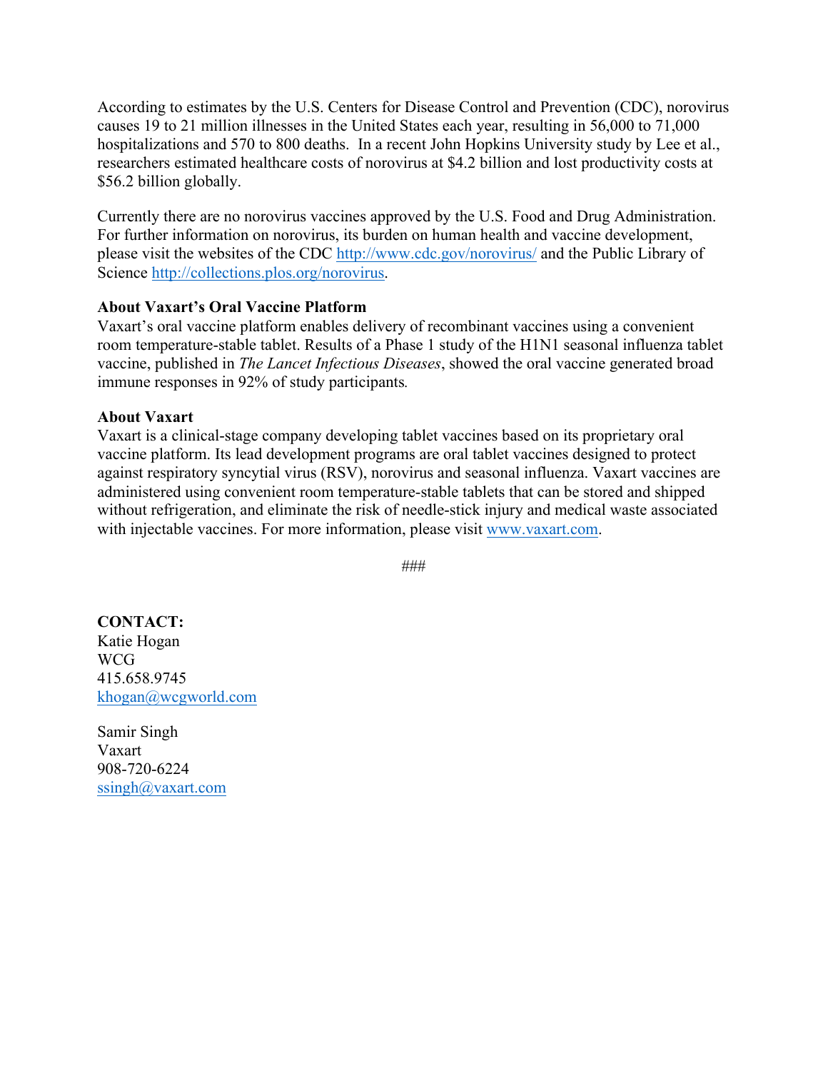According to estimates by the U.S. Centers for Disease Control and Prevention (CDC), norovirus causes 19 to 21 million illnesses in the United States each year, resulting in 56,000 to 71,000 hospitalizations and 570 to 800 deaths. In a recent John Hopkins University study by Lee et al., researchers estimated healthcare costs of norovirus at $4.2 billion and lost productivity costs at $56.2 billion globally.

Currently there are no norovirus vaccines approved by the U.S. Food and Drug Administration. For further information on norovirus, its burden on human health and vaccine development, please visit the websites of the CDC http://www.cdc.gov/norovirus/ and the Public Library of Science http://collections.plos.org/norovirus.

**About Vaxart's Oral Vaccine Platform**

Vaxart's oral vaccine platform enables delivery of recombinant vaccines using a convenient room temperature-stable tablet. Results of a Phase 1 study of the H1N1 seasonal influenza tablet vaccine, published in *The Lancet Infectious Diseases*, showed the oral vaccine generated broad immune responses in 92% of study participants.

**About Vaxart**

Vaxart is a clinical-stage company developing tablet vaccines based on its proprietary oral vaccine platform. Its lead development programs are oral tablet vaccines designed to protect against respiratory syncytial virus (RSV), norovirus and seasonal influenza. Vaxart vaccines are administered using convenient room temperature-stable tablets that can be stored and shipped without refrigeration, and eliminate the risk of needle-stick injury and medical waste associated with injectable vaccines. For more information, please visit www.vaxart.com.

###

**CONTACT:**
Katie Hogan
WCG
415.658.9745
khogan@wcgworld.com

Samir Singh
Vaxart
908-720-6224
ssingh@vaxart.com